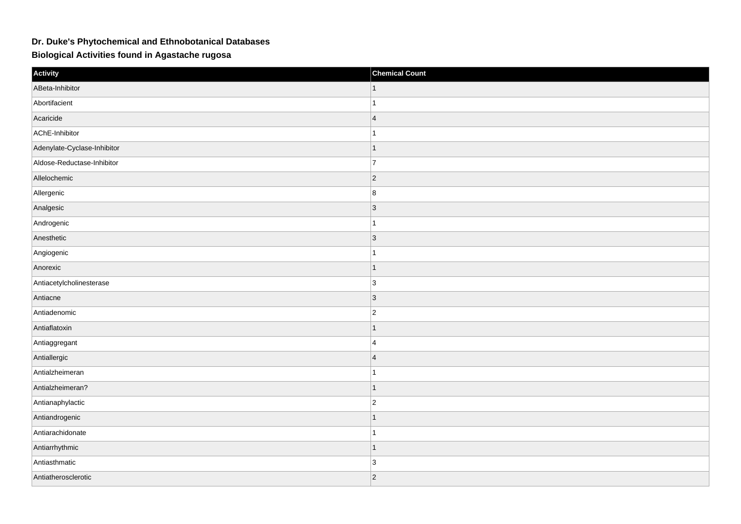# Dr. Duke's Phytochemical and Ethnobotanical Databases

## Biological Activities found in Agastache rugosa

| Activity | Chemical Count |
|---|---|
| ABeta-Inhibitor | 1 |
| Abortifacient | 1 |
| Acaricide | 4 |
| AChE-Inhibitor | 1 |
| Adenylate-Cyclase-Inhibitor | 1 |
| Aldose-Reductase-Inhibitor | 7 |
| Allelochemic | 2 |
| Allergenic | 8 |
| Analgesic | 3 |
| Androgenic | 1 |
| Anesthetic | 3 |
| Angiogenic | 1 |
| Anorexic | 1 |
| Antiacetylcholinesterase | 3 |
| Antiacne | 3 |
| Antiadenomic | 2 |
| Antiaflatoxin | 1 |
| Antiaggregant | 4 |
| Antiallergic | 4 |
| Antialzheimeran | 1 |
| Antialzheimeran? | 1 |
| Antianaphylactic | 2 |
| Antiandrogenic | 1 |
| Antiarachidonate | 1 |
| Antiarrhythmic | 1 |
| Antiasthmatic | 3 |
| Antiatherosclerotic | 2 |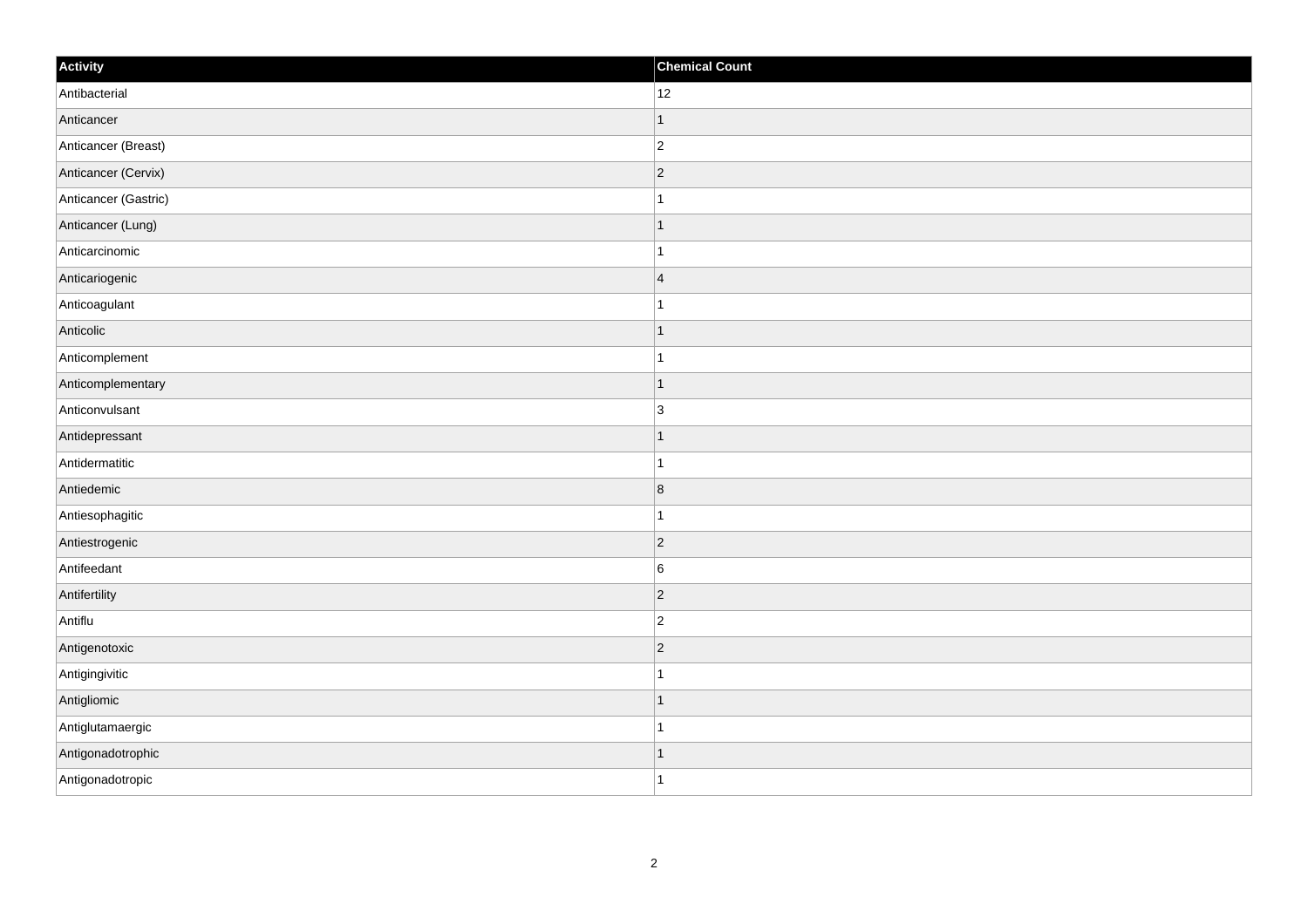| Activity | Chemical Count |
| --- | --- |
| Antibacterial | 12 |
| Anticancer | 1 |
| Anticancer (Breast) | 2 |
| Anticancer (Cervix) | 2 |
| Anticancer (Gastric) | 1 |
| Anticancer (Lung) | 1 |
| Anticarcinomic | 1 |
| Anticariogenic | 4 |
| Anticoagulant | 1 |
| Anticolic | 1 |
| Anticomplement | 1 |
| Anticomplementary | 1 |
| Anticonvulsant | 3 |
| Antidepressant | 1 |
| Antidermatitic | 1 |
| Antiedemic | 8 |
| Antiesophagitic | 1 |
| Antiestrogenic | 2 |
| Antifeedant | 6 |
| Antifertility | 2 |
| Antiflu | 2 |
| Antigenotoxic | 2 |
| Antigingivitic | 1 |
| Antigliomic | 1 |
| Antiglutamaergic | 1 |
| Antigonadotrophic | 1 |
| Antigonadotropic | 1 |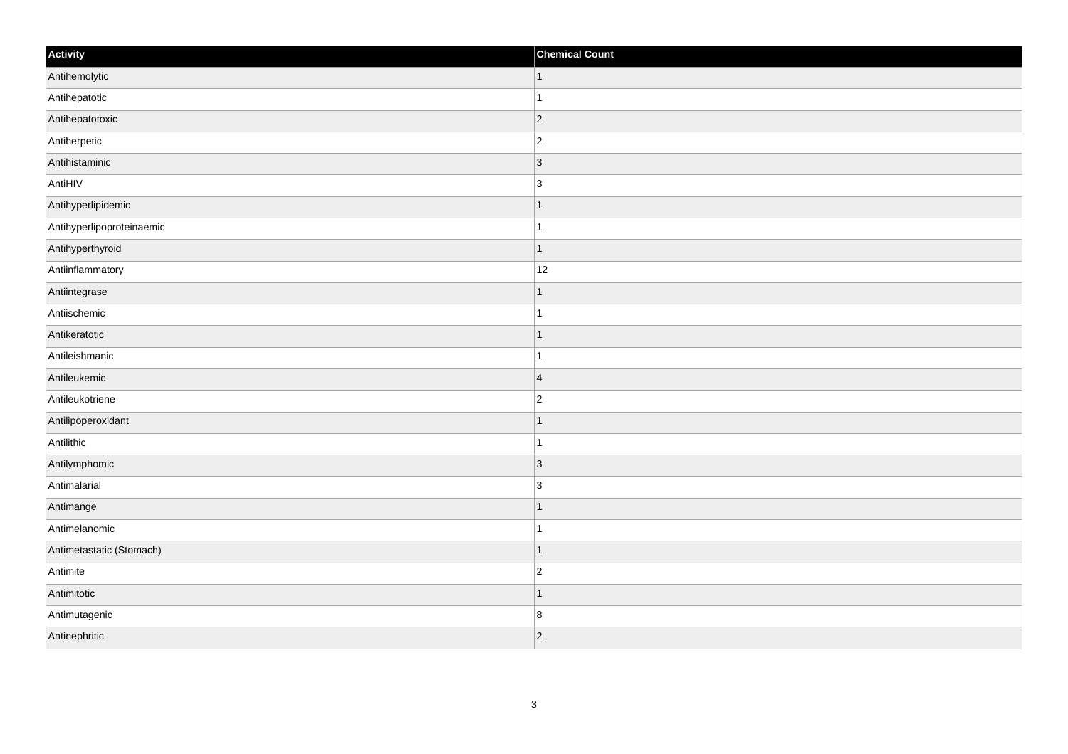| Activity | Chemical Count |
| --- | --- |
| Antihemolytic | 1 |
| Antihepatotic | 1 |
| Antihepatotoxic | 2 |
| Antiherpetic | 2 |
| Antihistaminic | 3 |
| AntiHIV | 3 |
| Antihyperlipidemic | 1 |
| Antihyperlipoproteinaemic | 1 |
| Antihyperthyroid | 1 |
| Antiinflammatory | 12 |
| Antiintegrase | 1 |
| Antiischemic | 1 |
| Antikeratotic | 1 |
| Antileishmanic | 1 |
| Antileukemic | 4 |
| Antileukotriene | 2 |
| Antilipoperoxidant | 1 |
| Antilithic | 1 |
| Antilymphomic | 3 |
| Antimalarial | 3 |
| Antimange | 1 |
| Antimelanomic | 1 |
| Antimetastatic (Stomach) | 1 |
| Antimite | 2 |
| Antimitotic | 1 |
| Antimutagenic | 8 |
| Antinephritic | 2 |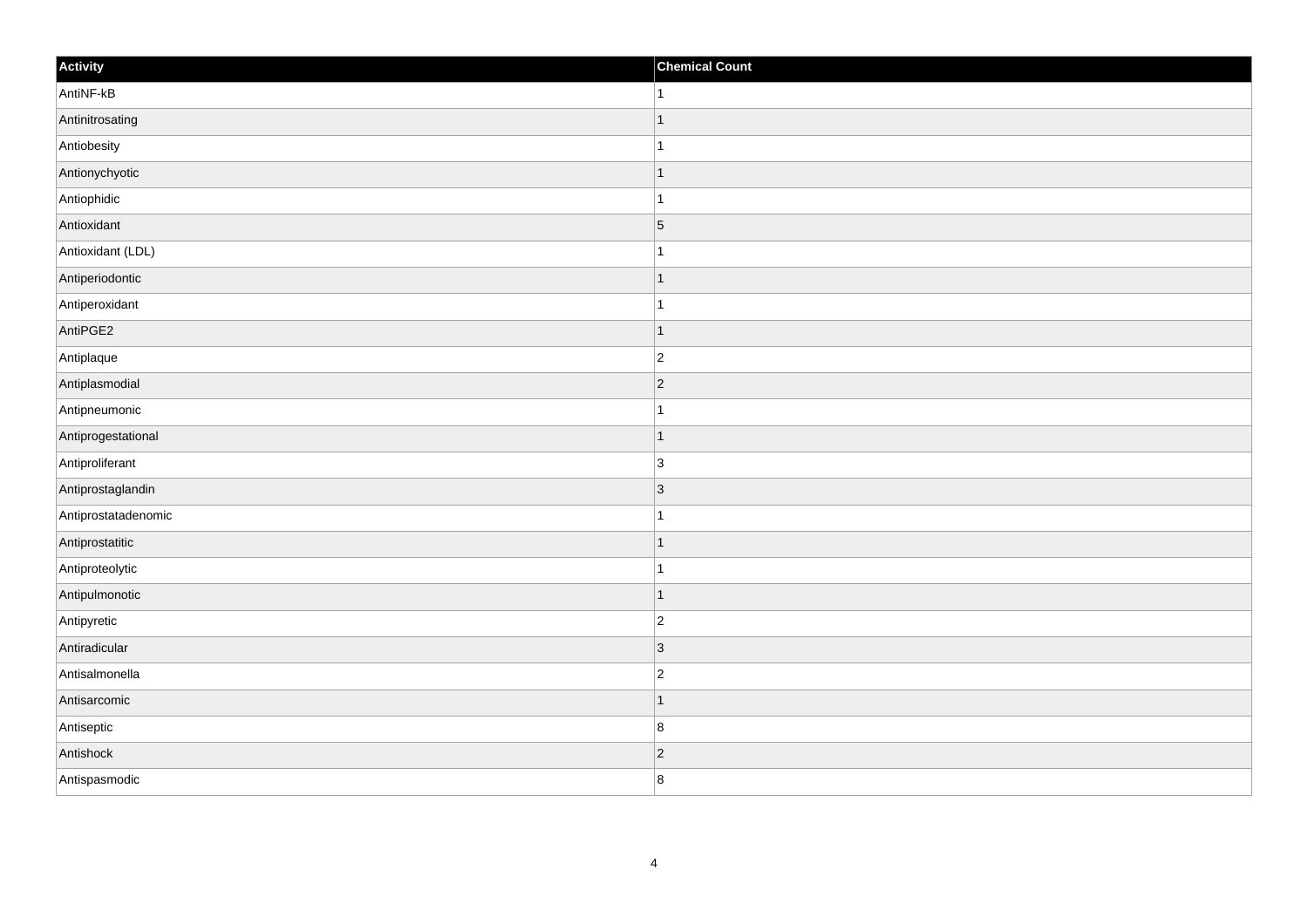| Activity | Chemical Count |
| --- | --- |
| AntiNF-kB | 1 |
| Antinitrosating | 1 |
| Antiobesity | 1 |
| Antionychyotic | 1 |
| Antiophidic | 1 |
| Antioxidant | 5 |
| Antioxidant (LDL) | 1 |
| Antiperiodontic | 1 |
| Antiperoxidant | 1 |
| AntiPGE2 | 1 |
| Antiplaque | 2 |
| Antiplasmodial | 2 |
| Antipneumonic | 1 |
| Antiprogestational | 1 |
| Antiproliferant | 3 |
| Antiprostaglandin | 3 |
| Antiprostatadenomic | 1 |
| Antiprostatitic | 1 |
| Antiproteolytic | 1 |
| Antipulmonotic | 1 |
| Antipyretic | 2 |
| Antiradicular | 3 |
| Antisalmonella | 2 |
| Antisarcomic | 1 |
| Antiseptic | 8 |
| Antishock | 2 |
| Antispasmodic | 8 |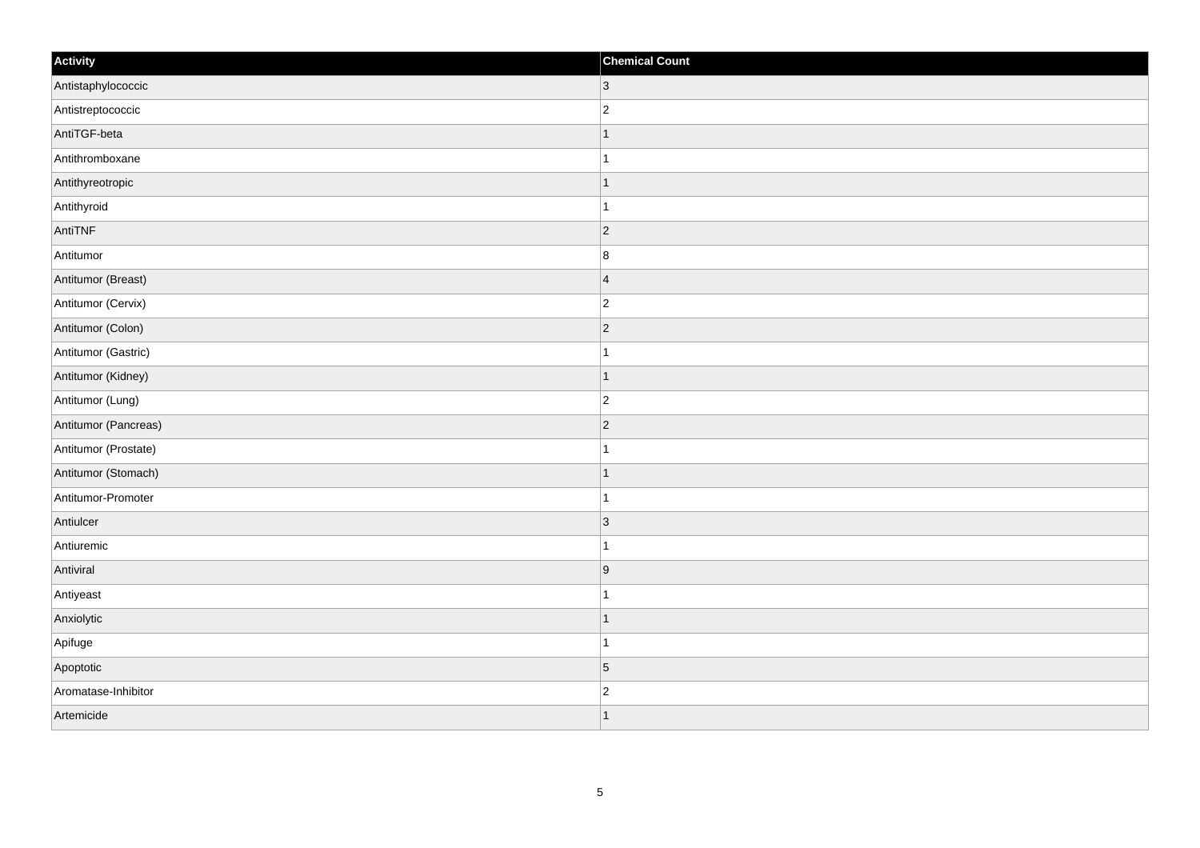| Activity | Chemical Count |
| --- | --- |
| Antistaphylococcic | 3 |
| Antistreptococcic | 2 |
| AntiTGF-beta | 1 |
| Antithromboxane | 1 |
| Antithyreotropic | 1 |
| Antithyroid | 1 |
| AntiTNF | 2 |
| Antitumor | 8 |
| Antitumor (Breast) | 4 |
| Antitumor (Cervix) | 2 |
| Antitumor (Colon) | 2 |
| Antitumor (Gastric) | 1 |
| Antitumor (Kidney) | 1 |
| Antitumor (Lung) | 2 |
| Antitumor (Pancreas) | 2 |
| Antitumor (Prostate) | 1 |
| Antitumor (Stomach) | 1 |
| Antitumor-Promoter | 1 |
| Antiulcer | 3 |
| Antiuremic | 1 |
| Antiviral | 9 |
| Antiyeast | 1 |
| Anxiolytic | 1 |
| Apifuge | 1 |
| Apoptotic | 5 |
| Aromatase-Inhibitor | 2 |
| Artemicide | 1 |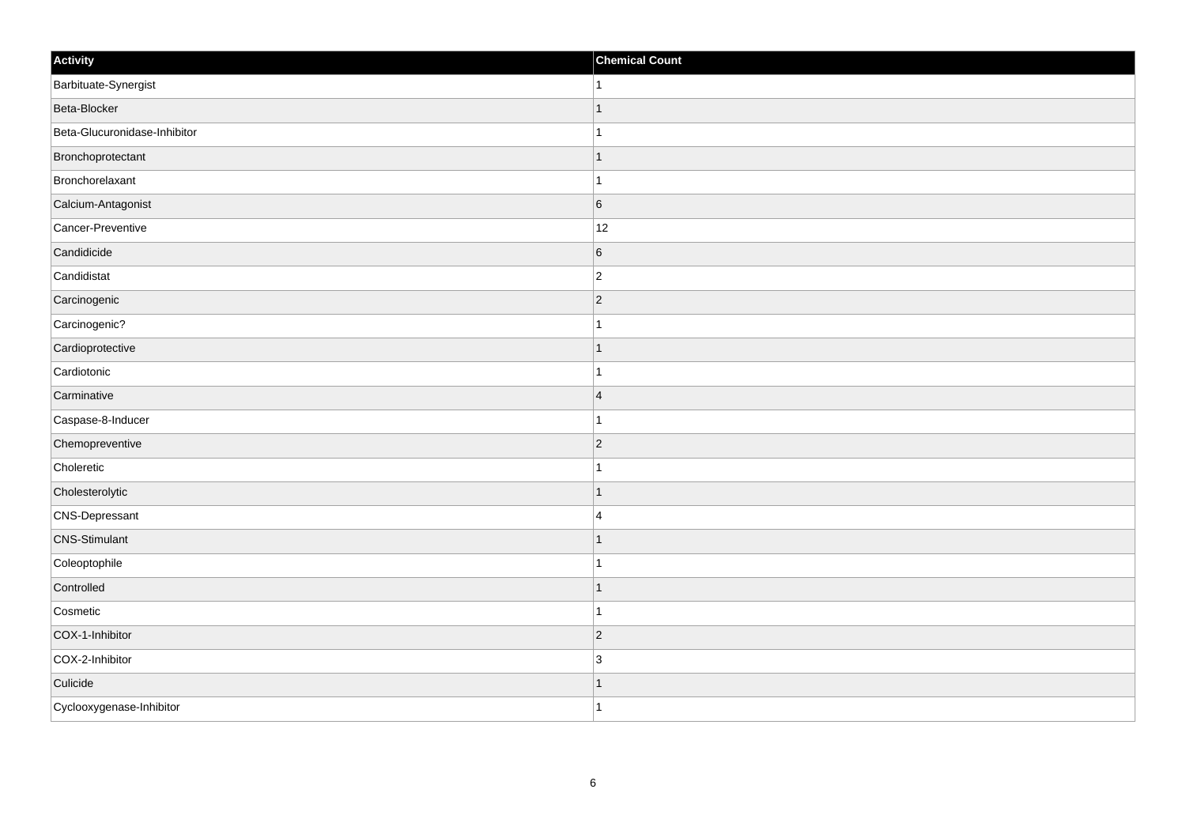| Activity | Chemical Count |
| --- | --- |
| Barbituate-Synergist | 1 |
| Beta-Blocker | 1 |
| Beta-Glucuronidase-Inhibitor | 1 |
| Bronchoprotectant | 1 |
| Bronchorelaxant | 1 |
| Calcium-Antagonist | 6 |
| Cancer-Preventive | 12 |
| Candidicide | 6 |
| Candidistat | 2 |
| Carcinogenic | 2 |
| Carcinogenic? | 1 |
| Cardioprotective | 1 |
| Cardiotonic | 1 |
| Carminative | 4 |
| Caspase-8-Inducer | 1 |
| Chemopreventive | 2 |
| Choleretic | 1 |
| Cholesterolytic | 1 |
| CNS-Depressant | 4 |
| CNS-Stimulant | 1 |
| Coleoptophile | 1 |
| Controlled | 1 |
| Cosmetic | 1 |
| COX-1-Inhibitor | 2 |
| COX-2-Inhibitor | 3 |
| Culicide | 1 |
| Cyclooxygenase-Inhibitor | 1 |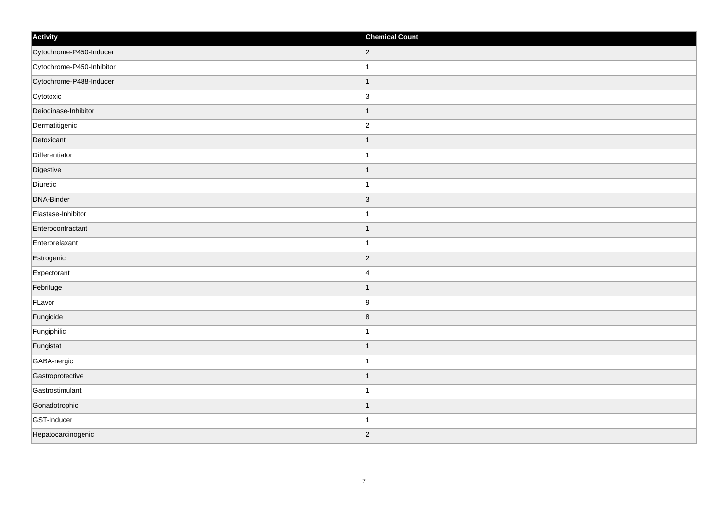| Activity | Chemical Count |
| --- | --- |
| Cytochrome-P450-Inducer | 2 |
| Cytochrome-P450-Inhibitor | 1 |
| Cytochrome-P488-Inducer | 1 |
| Cytotoxic | 3 |
| Deiodinase-Inhibitor | 1 |
| Dermatitigenic | 2 |
| Detoxicant | 1 |
| Differentiator | 1 |
| Digestive | 1 |
| Diuretic | 1 |
| DNA-Binder | 3 |
| Elastase-Inhibitor | 1 |
| Enterocontractant | 1 |
| Enterorelaxant | 1 |
| Estrogenic | 2 |
| Expectorant | 4 |
| Febrifuge | 1 |
| FLavor | 9 |
| Fungicide | 8 |
| Fungiphilic | 1 |
| Fungistat | 1 |
| GABA-nergic | 1 |
| Gastroprotective | 1 |
| Gastrostimulant | 1 |
| Gonadotrophic | 1 |
| GST-Inducer | 1 |
| Hepatocarcinogenic | 2 |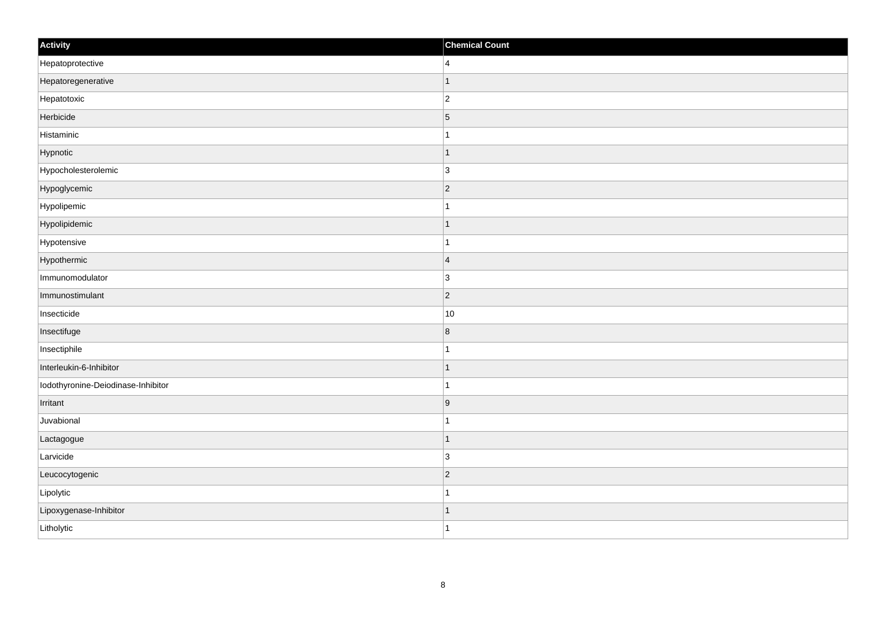| Activity | Chemical Count |
| --- | --- |
| Hepatoprotective | 4 |
| Hepatoregenerative | 1 |
| Hepatotoxic | 2 |
| Herbicide | 5 |
| Histaminic | 1 |
| Hypnotic | 1 |
| Hypocholesterolemic | 3 |
| Hypoglycemic | 2 |
| Hypolipemic | 1 |
| Hypolipidemic | 1 |
| Hypotensive | 1 |
| Hypothermic | 4 |
| Immunomodulator | 3 |
| Immunostimulant | 2 |
| Insecticide | 10 |
| Insectifuge | 8 |
| Insectiphile | 1 |
| Interleukin-6-Inhibitor | 1 |
| Iodothyronine-Deiodinase-Inhibitor | 1 |
| Irritant | 9 |
| Juvabional | 1 |
| Lactagogue | 1 |
| Larvicide | 3 |
| Leucocytogenic | 2 |
| Lipolytic | 1 |
| Lipoxygenase-Inhibitor | 1 |
| Litholytic | 1 |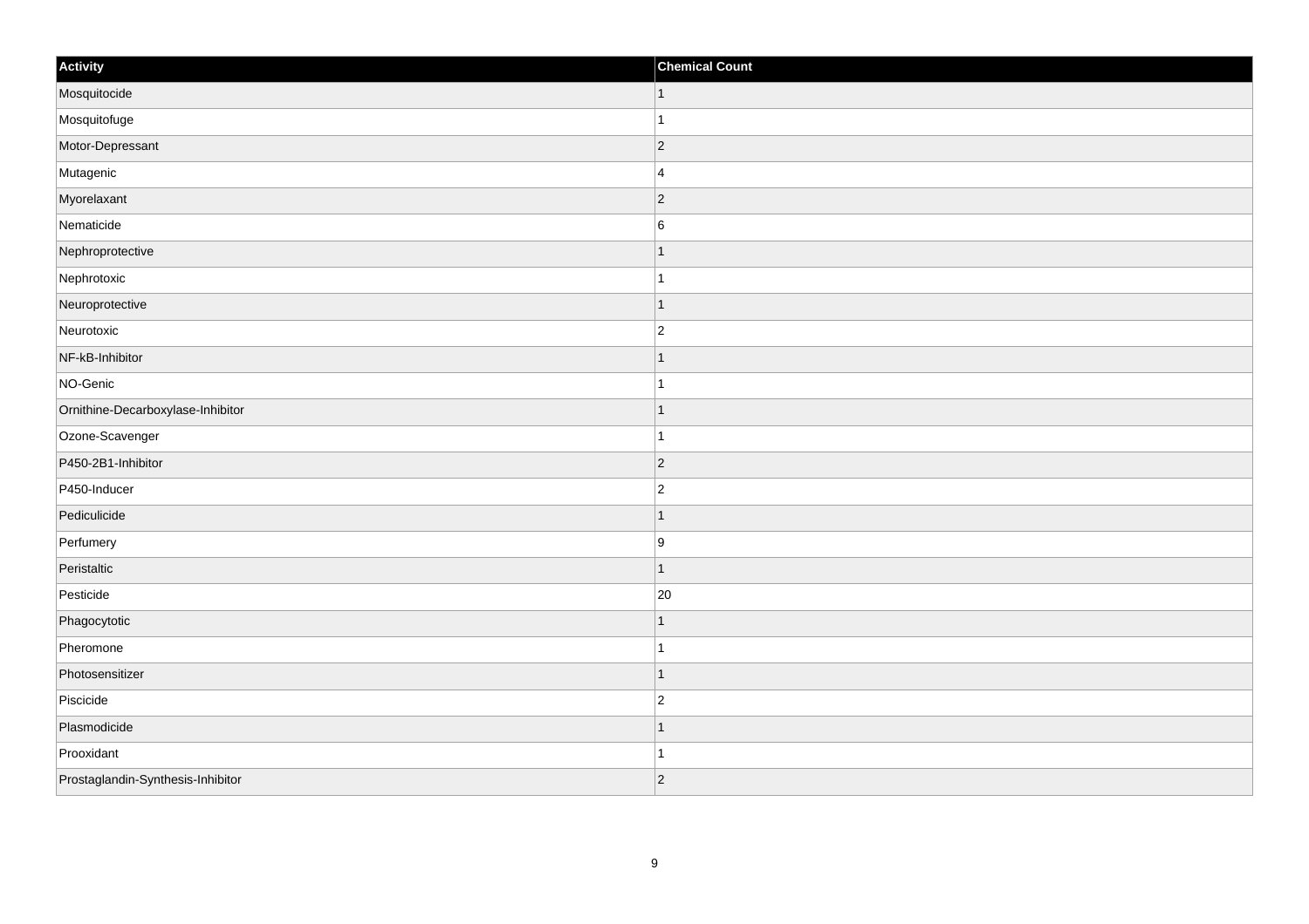| Activity | Chemical Count |
| --- | --- |
| Mosquitocide | 1 |
| Mosquitofuge | 1 |
| Motor-Depressant | 2 |
| Mutagenic | 4 |
| Myorelaxant | 2 |
| Nematicide | 6 |
| Nephroprotective | 1 |
| Nephrotoxic | 1 |
| Neuroprotective | 1 |
| Neurotoxic | 2 |
| NF-kB-Inhibitor | 1 |
| NO-Genic | 1 |
| Ornithine-Decarboxylase-Inhibitor | 1 |
| Ozone-Scavenger | 1 |
| P450-2B1-Inhibitor | 2 |
| P450-Inducer | 2 |
| Pediculicide | 1 |
| Perfumery | 9 |
| Peristaltic | 1 |
| Pesticide | 20 |
| Phagocytotic | 1 |
| Pheromone | 1 |
| Photosensitizer | 1 |
| Piscicide | 2 |
| Plasmodicide | 1 |
| Prooxidant | 1 |
| Prostaglandin-Synthesis-Inhibitor | 2 |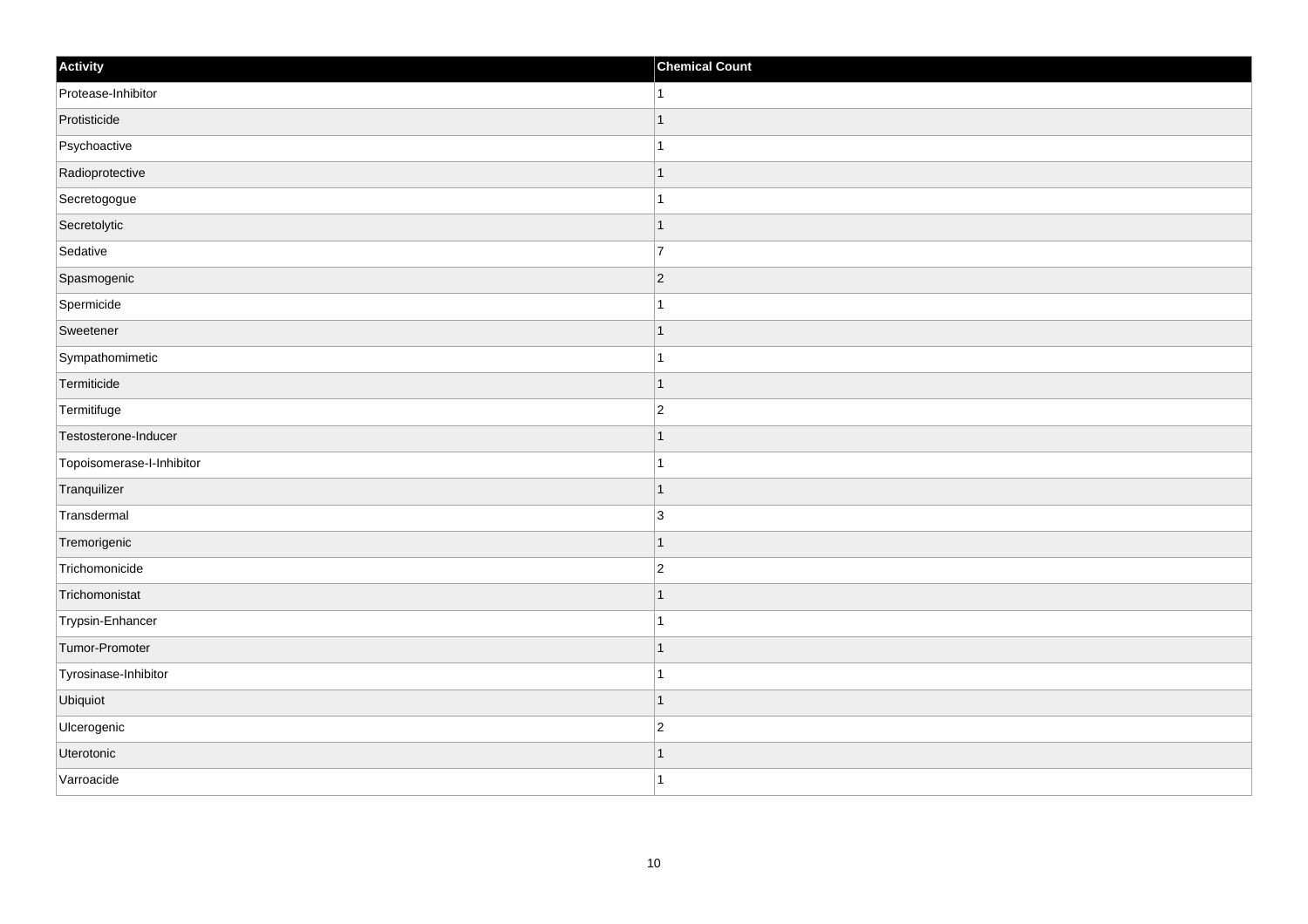| Activity | Chemical Count |
| --- | --- |
| Protease-Inhibitor | 1 |
| Protisticide | 1 |
| Psychoactive | 1 |
| Radioprotective | 1 |
| Secretogogue | 1 |
| Secretolytic | 1 |
| Sedative | 7 |
| Spasmogenic | 2 |
| Spermicide | 1 |
| Sweetener | 1 |
| Sympathomimetic | 1 |
| Termiticide | 1 |
| Termitifuge | 2 |
| Testosterone-Inducer | 1 |
| Topoisomerase-I-Inhibitor | 1 |
| Tranquilizer | 1 |
| Transdermal | 3 |
| Tremorigenic | 1 |
| Trichomonicide | 2 |
| Trichomonistat | 1 |
| Trypsin-Enhancer | 1 |
| Tumor-Promoter | 1 |
| Tyrosinase-Inhibitor | 1 |
| Ubiquiot | 1 |
| Ulcerogenic | 2 |
| Uterotonic | 1 |
| Varroacide | 1 |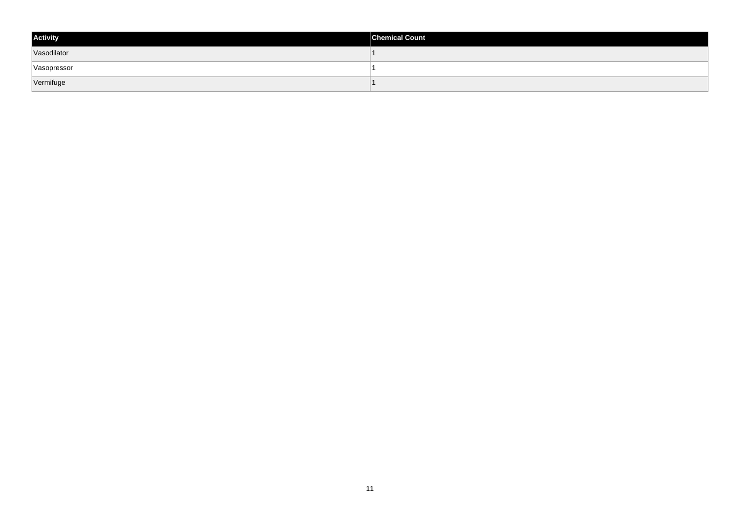| Activity | Chemical Count |
| --- | --- |
| Vasodilator | 1 |
| Vasopressor | 1 |
| Vermifuge | 1 |